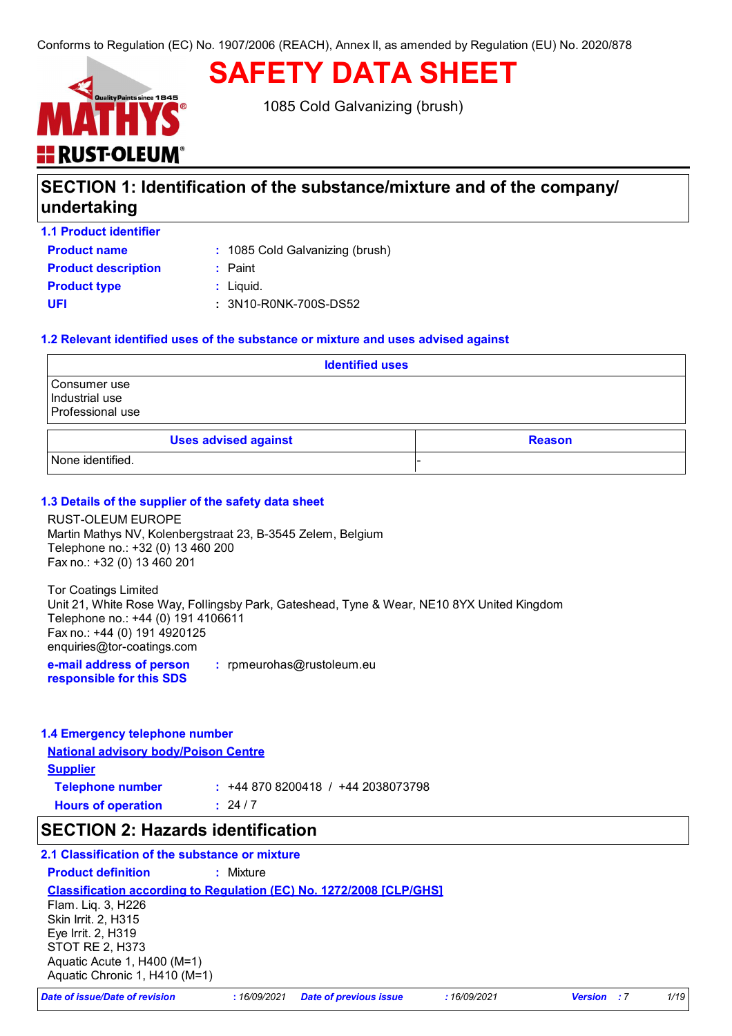Conforms to Regulation (EC) No. 1907/2006 (REACH), Annex II, as amended by Regulation (EU) No. 2020/878

# SAFETY DATA SHEET

1085 Cold Galvanizing (brush)

## SECTION 1: Identification of the substance/mixture and of the company/ undertaking

### 1.1 Product identifier

**Product name** : 1085 Cold Galvanizing (brush)
**Product description** : Paint
**Product type** : Liquid.
**UFI** : 3N10-R0NK-700S-DS52

### 1.2 Relevant identified uses of the substance or mixture and uses advised against

| Identified uses |
|---|
| Consumer use<br>Industrial use<br>Professional use |

| Uses advised against | Reason |
|---|---|
| None identified. | - |

### 1.3 Details of the supplier of the safety data sheet

RUST-OLEUM EUROPE
Martin Mathys NV, Kolenbergstraat 23, B-3545 Zelem, Belgium
Telephone no.: +32 (0) 13 460 200
Fax no.: +32 (0) 13 460 201

Tor Coatings Limited
Unit 21, White Rose Way, Follingsby Park, Gateshead, Tyne & Wear, NE10 8YX United Kingdom
Telephone no.: +44 (0) 191 4106611
Fax no.: +44 (0) 191 4920125
enquiries@tor-coatings.com

**e-mail address of person responsible for this SDS** : rpmeurohas@rustoleum.eu

### 1.4 Emergency telephone number

**National advisory body/Poison Centre**

**Supplier**

**Telephone number** : +44 870 8200418 / +44 2038073798
**Hours of operation** : 24 / 7

## SECTION 2: Hazards identification

### 2.1 Classification of the substance or mixture

**Product definition** : Mixture

**Classification according to Regulation (EC) No. 1272/2008 [CLP/GHS]**

Flam. Liq. 3, H226
Skin Irrit. 2, H315
Eye Irrit. 2, H319
STOT RE 2, H373
Aquatic Acute 1, H400 (M=1)
Aquatic Chronic 1, H410 (M=1)

*Date of issue/Date of revision* : 16/09/2021 *Date of previous issue* : 16/09/2021 *Version* : 7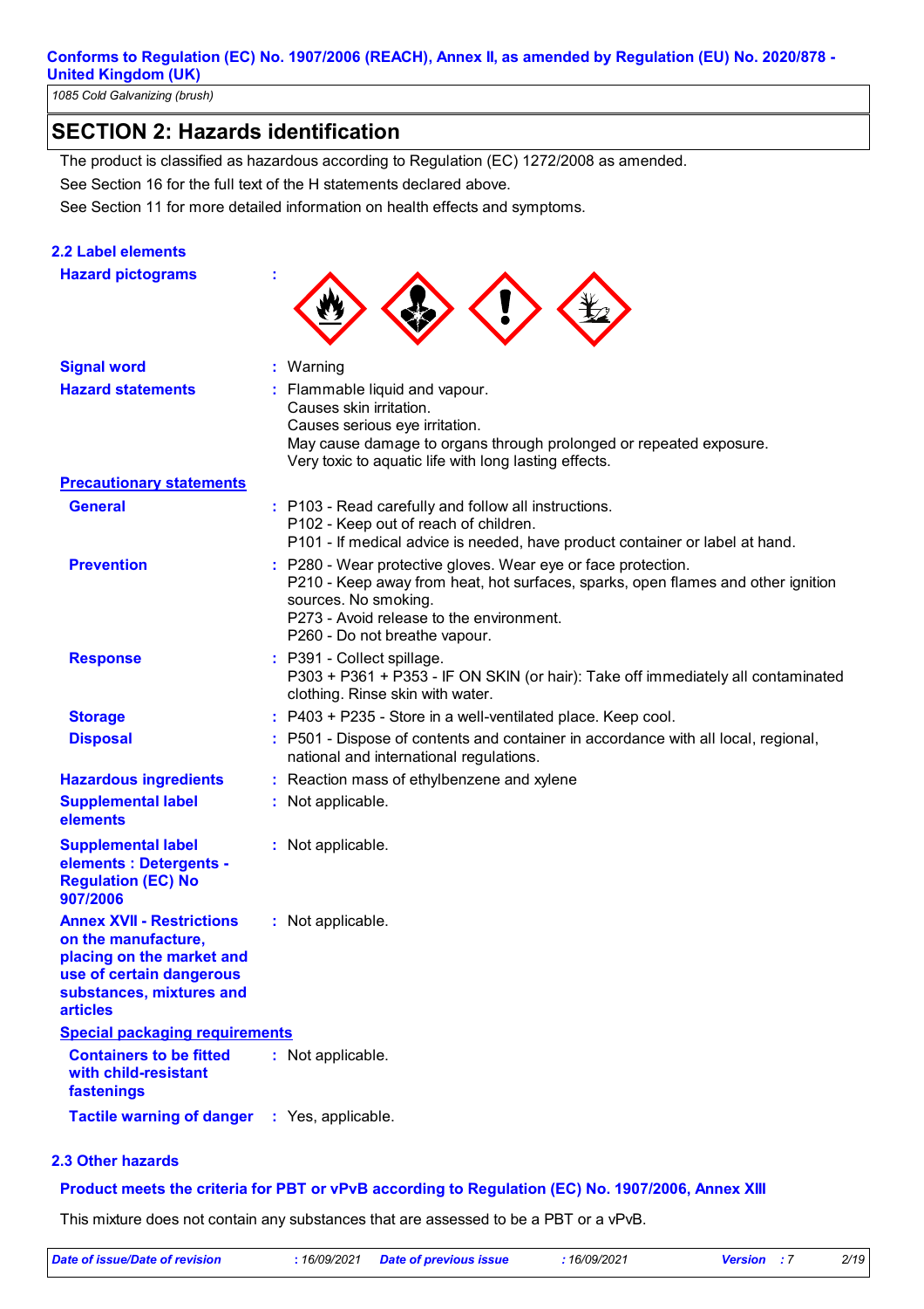## SECTION 2: Hazards identification

The product is classified as hazardous according to Regulation (EC) 1272/2008 as amended.

See Section 16 for the full text of the H statements declared above.

See Section 11 for more detailed information on health effects and symptoms.

### 2.2 Label elements

**Hazard pictograms** :

**Signal word** : Warning

**Hazard statements** : Flammable liquid and vapour.
Causes skin irritation.
Causes serious eye irritation.
May cause damage to organs through prolonged or repeated exposure.
Very toxic to aquatic life with long lasting effects.

**Precautionary statements**

**General** : P103 - Read carefully and follow all instructions.
P102 - Keep out of reach of children.
P101 - If medical advice is needed, have product container or label at hand.

**Prevention** : P280 - Wear protective gloves. Wear eye or face protection.
P210 - Keep away from heat, hot surfaces, sparks, open flames and other ignition sources. No smoking.
P273 - Avoid release to the environment.
P260 - Do not breathe vapour.

**Response** : P391 - Collect spillage.
P303 + P361 + P353 - IF ON SKIN (or hair): Take off immediately all contaminated clothing. Rinse skin with water.

**Storage** : P403 + P235 - Store in a well-ventilated place. Keep cool.

**Disposal** : P501 - Dispose of contents and container in accordance with all local, regional, national and international regulations.

**Hazardous ingredients** : Reaction mass of ethylbenzene and xylene

**Supplemental label elements** : Not applicable.

**Supplemental label elements : Detergents - Regulation (EC) No 907/2006** : Not applicable.

**Annex XVII - Restrictions on the manufacture, placing on the market and use of certain dangerous substances, mixtures and articles** : Not applicable.

**Special packaging requirements**

**Containers to be fitted with child-resistant fastenings** : Not applicable.

**Tactile warning of danger** : Yes, applicable.

### 2.3 Other hazards

**Product meets the criteria for PBT or vPvB according to Regulation (EC) No. 1907/2006, Annex XIII**

This mixture does not contain any substances that are assessed to be a PBT or a vPvB.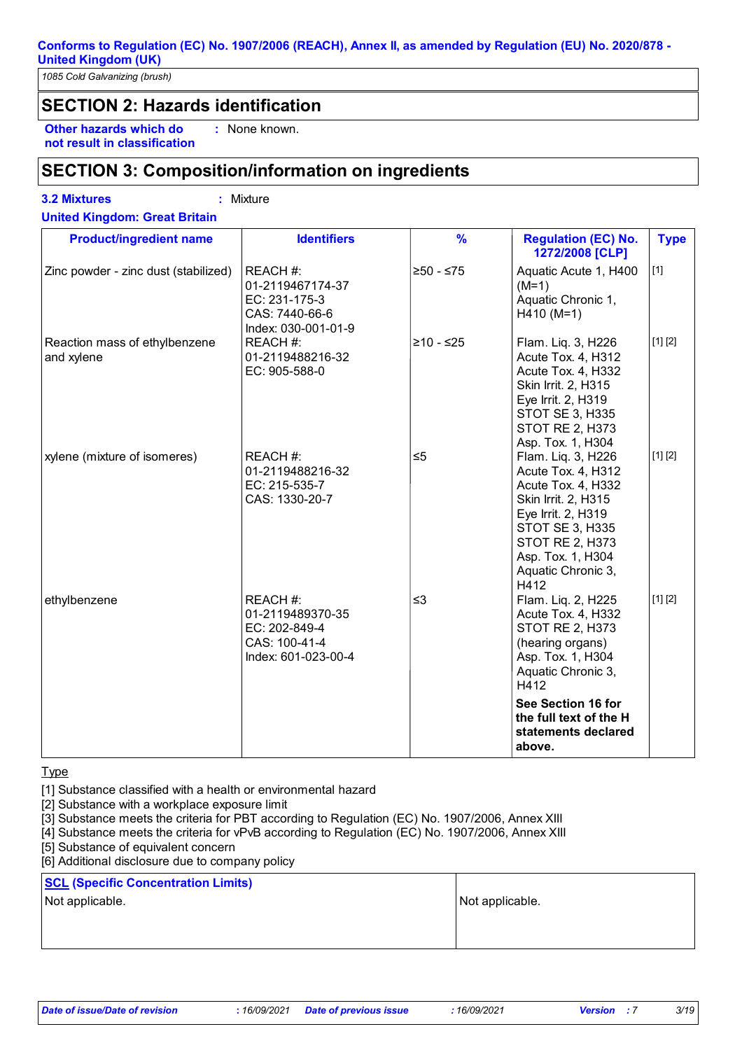Conforms to Regulation (EC) No. 1907/2006 (REACH), Annex II, as amended by Regulation (EU) No. 2020/878 - United Kingdom (UK)

*1085 Cold Galvanizing (brush)*

## SECTION 2: Hazards identification

**Other hazards which do not result in classification** : None known.

## SECTION 3: Composition/information on ingredients

**3.2 Mixtures** : Mixture

**United Kingdom: Great Britain**

| Product/ingredient name | Identifiers | % | Regulation (EC) No. 1272/2008 [CLP] | Type |
|---|---|---|---|---|
| Zinc powder - zinc dust (stabilized) | REACH #: 01-2119467174-37<br>EC: 231-175-3<br>CAS: 7440-66-6<br>Index: 030-001-01-9 | ≥50 - ≤75 | Aquatic Acute 1, H400 (M=1)<br>Aquatic Chronic 1, H410 (M=1) | [1] |
| Reaction mass of ethylbenzene and xylene | REACH #: 01-2119488216-32<br>EC: 905-588-0 | ≥10 - ≤25 | Flam. Liq. 3, H226<br>Acute Tox. 4, H312<br>Acute Tox. 4, H332<br>Skin Irrit. 2, H315<br>Eye Irrit. 2, H319<br>STOT SE 3, H335<br>STOT RE 2, H373<br>Asp. Tox. 1, H304 | [1] [2] |
| xylene (mixture of isomeres) | REACH #: 01-2119488216-32<br>EC: 215-535-7<br>CAS: 1330-20-7 | ≤5 | Flam. Liq. 3, H226<br>Acute Tox. 4, H312<br>Acute Tox. 4, H332<br>Skin Irrit. 2, H315<br>Eye Irrit. 2, H319<br>STOT SE 3, H335<br>STOT RE 2, H373<br>Asp. Tox. 1, H304<br>Aquatic Chronic 3, H412 | [1] [2] |
| ethylbenzene | REACH #: 01-2119489370-35<br>EC: 202-849-4<br>CAS: 100-41-4<br>Index: 601-023-00-4 | ≤3 | Flam. Liq. 2, H225<br>Acute Tox. 4, H332<br>STOT RE 2, H373 (hearing organs)<br>Asp. Tox. 1, H304<br>Aquatic Chronic 3, H412 | [1] [2] |
| | | | **See Section 16 for the full text of the H statements declared above.** | |

Type

[1] Substance classified with a health or environmental hazard
[2] Substance with a workplace exposure limit
[3] Substance meets the criteria for PBT according to Regulation (EC) No. 1907/2006, Annex XIII
[4] Substance meets the criteria for vPvB according to Regulation (EC) No. 1907/2006, Annex XIII
[5] Substance of equivalent concern
[6] Additional disclosure due to company policy

| SCL (Specific Concentration Limits) | |
|---|---|
| Not applicable. | Not applicable. |

*Date of issue/Date of revision* : 16/09/2021 *Date of previous issue* : 16/09/2021 *Version* : 7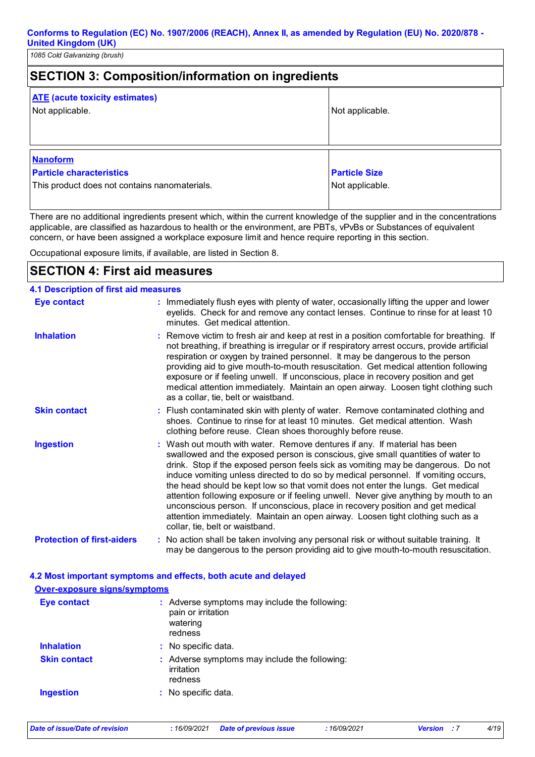## SECTION 3: Composition/information on ingredients

| **ATE (acute toxicity estimates)** | |
|---|---|
| Not applicable. | Not applicable. |

| **Nanoform** | |
|---|---|
| **Particle characteristics** | **Particle Size** |
| This product does not contains nanomaterials. | Not applicable. |

There are no additional ingredients present which, within the current knowledge of the supplier and in the concentrations applicable, are classified as hazardous to health or the environment, are PBTs, vPvBs or Substances of equivalent concern, or have been assigned a workplace exposure limit and hence require reporting in this section.

Occupational exposure limits, if available, are listed in Section 8.

## SECTION 4: First aid measures

### 4.1 Description of first aid measures

**Eye contact** : Immediately flush eyes with plenty of water, occasionally lifting the upper and lower eyelids. Check for and remove any contact lenses. Continue to rinse for at least 10 minutes. Get medical attention.

**Inhalation** : Remove victim to fresh air and keep at rest in a position comfortable for breathing. If not breathing, if breathing is irregular or if respiratory arrest occurs, provide artificial respiration or oxygen by trained personnel. It may be dangerous to the person providing aid to give mouth-to-mouth resuscitation. Get medical attention following exposure or if feeling unwell. If unconscious, place in recovery position and get medical attention immediately. Maintain an open airway. Loosen tight clothing such as a collar, tie, belt or waistband.

**Skin contact** : Flush contaminated skin with plenty of water. Remove contaminated clothing and shoes. Continue to rinse for at least 10 minutes. Get medical attention. Wash clothing before reuse. Clean shoes thoroughly before reuse.

**Ingestion** : Wash out mouth with water. Remove dentures if any. If material has been swallowed and the exposed person is conscious, give small quantities of water to drink. Stop if the exposed person feels sick as vomiting may be dangerous. Do not induce vomiting unless directed to do so by medical personnel. If vomiting occurs, the head should be kept low so that vomit does not enter the lungs. Get medical attention following exposure or if feeling unwell. Never give anything by mouth to an unconscious person. If unconscious, place in recovery position and get medical attention immediately. Maintain an open airway. Loosen tight clothing such as a collar, tie, belt or waistband.

**Protection of first-aiders** : No action shall be taken involving any personal risk or without suitable training. It may be dangerous to the person providing aid to give mouth-to-mouth resuscitation.

### 4.2 Most important symptoms and effects, both acute and delayed

**Over-exposure signs/symptoms**

**Eye contact** : Adverse symptoms may include the following:
pain or irritation
watering
redness

**Inhalation** : No specific data.

**Skin contact** : Adverse symptoms may include the following:
irritation
redness

**Ingestion** : No specific data.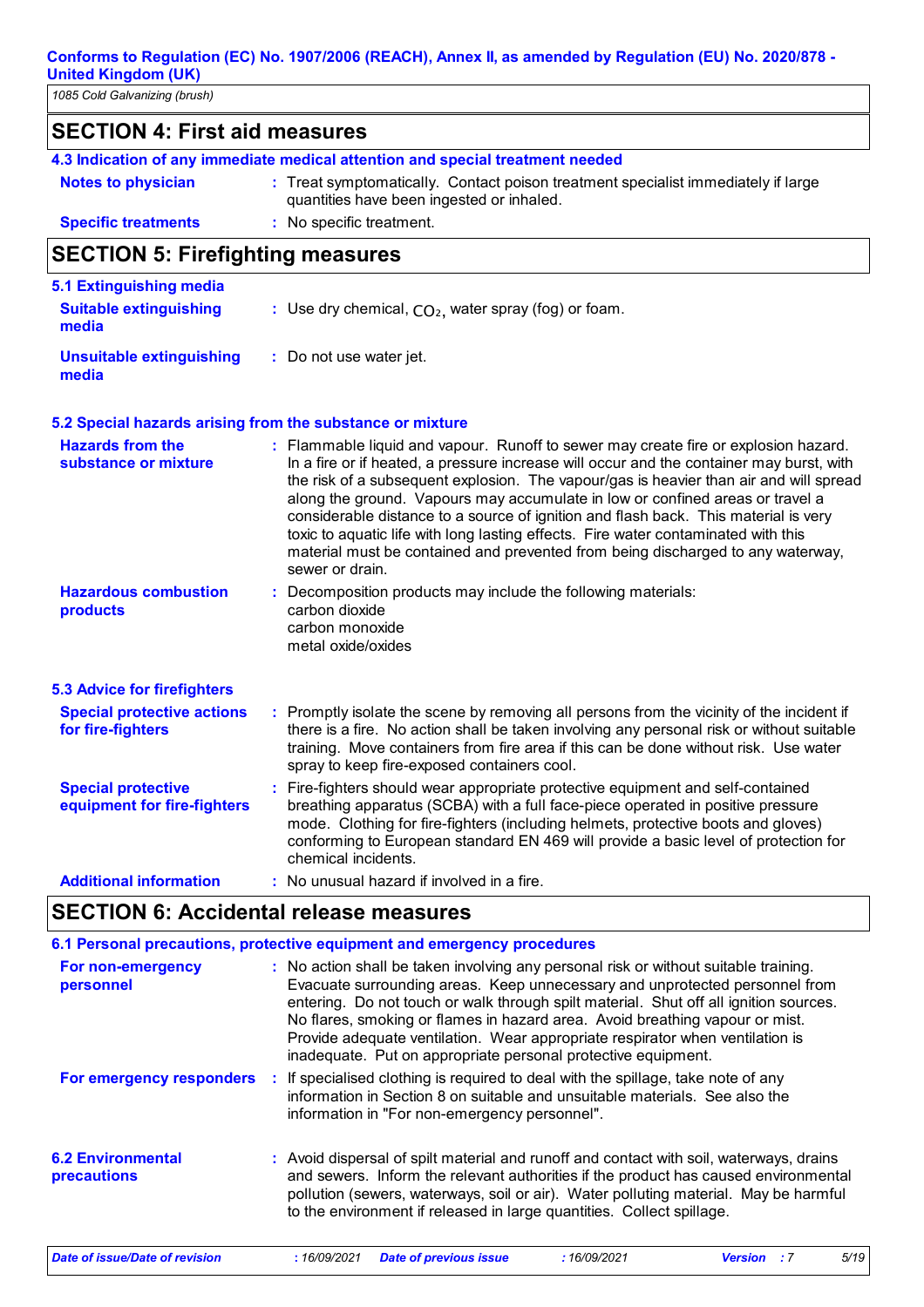## SECTION 4: First aid measures

### 4.3 Indication of any immediate medical attention and special treatment needed

**Notes to physician** : Treat symptomatically. Contact poison treatment specialist immediately if large quantities have been ingested or inhaled.

**Specific treatments** : No specific treatment.

## SECTION 5: Firefighting measures

### 5.1 Extinguishing media

**Suitable extinguishing media** : Use dry chemical, $CO_2$, water spray (fog) or foam.

**Unsuitable extinguishing media** : Do not use water jet.

### 5.2 Special hazards arising from the substance or mixture

**Hazards from the substance or mixture** : Flammable liquid and vapour. Runoff to sewer may create fire or explosion hazard. In a fire or if heated, a pressure increase will occur and the container may burst, with the risk of a subsequent explosion. The vapour/gas is heavier than air and will spread along the ground. Vapours may accumulate in low or confined areas or travel a considerable distance to a source of ignition and flash back. This material is very toxic to aquatic life with long lasting effects. Fire water contaminated with this material must be contained and prevented from being discharged to any waterway, sewer or drain.

**Hazardous combustion products** : Decomposition products may include the following materials:
carbon dioxide
carbon monoxide
metal oxide/oxides

### 5.3 Advice for firefighters

**Special protective actions for fire-fighters** : Promptly isolate the scene by removing all persons from the vicinity of the incident if there is a fire. No action shall be taken involving any personal risk or without suitable training. Move containers from fire area if this can be done without risk. Use water spray to keep fire-exposed containers cool.

**Special protective equipment for fire-fighters** : Fire-fighters should wear appropriate protective equipment and self-contained breathing apparatus (SCBA) with a full face-piece operated in positive pressure mode. Clothing for fire-fighters (including helmets, protective boots and gloves) conforming to European standard EN 469 will provide a basic level of protection for chemical incidents.

**Additional information** : No unusual hazard if involved in a fire.

## SECTION 6: Accidental release measures

### 6.1 Personal precautions, protective equipment and emergency procedures

**For non-emergency personnel** : No action shall be taken involving any personal risk or without suitable training. Evacuate surrounding areas. Keep unnecessary and unprotected personnel from entering. Do not touch or walk through spilt material. Shut off all ignition sources. No flares, smoking or flames in hazard area. Avoid breathing vapour or mist. Provide adequate ventilation. Wear appropriate respirator when ventilation is inadequate. Put on appropriate personal protective equipment.

**For emergency responders** : If specialised clothing is required to deal with the spillage, take note of any information in Section 8 on suitable and unsuitable materials. See also the information in "For non-emergency personnel".

**6.2 Environmental precautions** : Avoid dispersal of spilt material and runoff and contact with soil, waterways, drains and sewers. Inform the relevant authorities if the product has caused environmental pollution (sewers, waterways, soil or air). Water polluting material. May be harmful to the environment if released in large quantities. Collect spillage.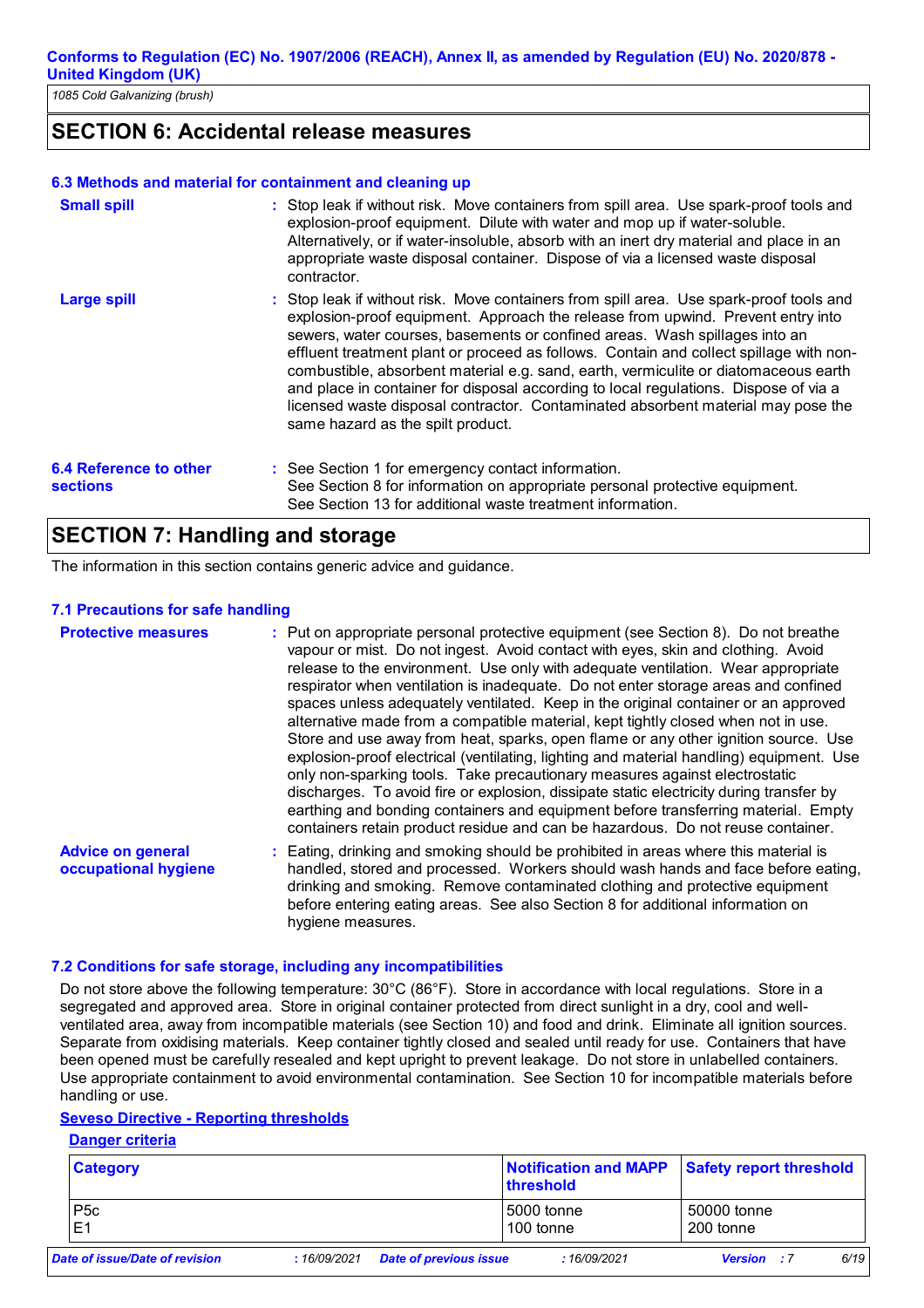## SECTION 6: Accidental release measures

### 6.3 Methods and material for containment and cleaning up

**Small spill** : Stop leak if without risk. Move containers from spill area. Use spark-proof tools and explosion-proof equipment. Dilute with water and mop up if water-soluble. Alternatively, or if water-insoluble, absorb with an inert dry material and place in an appropriate waste disposal container. Dispose of via a licensed waste disposal contractor.

**Large spill** : Stop leak if without risk. Move containers from spill area. Use spark-proof tools and explosion-proof equipment. Approach the release from upwind. Prevent entry into sewers, water courses, basements or confined areas. Wash spillages into an effluent treatment plant or proceed as follows. Contain and collect spillage with non-combustible, absorbent material e.g. sand, earth, vermiculite or diatomaceous earth and place in container for disposal according to local regulations. Dispose of via a licensed waste disposal contractor. Contaminated absorbent material may pose the same hazard as the spilt product.

### 6.4 Reference to other sections

: See Section 1 for emergency contact information.
See Section 8 for information on appropriate personal protective equipment.
See Section 13 for additional waste treatment information.

## SECTION 7: Handling and storage

The information in this section contains generic advice and guidance.

### 7.1 Precautions for safe handling

**Protective measures** : Put on appropriate personal protective equipment (see Section 8). Do not breathe vapour or mist. Do not ingest. Avoid contact with eyes, skin and clothing. Avoid release to the environment. Use only with adequate ventilation. Wear appropriate respirator when ventilation is inadequate. Do not enter storage areas and confined spaces unless adequately ventilated. Keep in the original container or an approved alternative made from a compatible material, kept tightly closed when not in use. Store and use away from heat, sparks, open flame or any other ignition source. Use explosion-proof electrical (ventilating, lighting and material handling) equipment. Use only non-sparking tools. Take precautionary measures against electrostatic discharges. To avoid fire or explosion, dissipate static electricity during transfer by earthing and bonding containers and equipment before transferring material. Empty containers retain product residue and can be hazardous. Do not reuse container.

**Advice on general occupational hygiene** : Eating, drinking and smoking should be prohibited in areas where this material is handled, stored and processed. Workers should wash hands and face before eating, drinking and smoking. Remove contaminated clothing and protective equipment before entering eating areas. See also Section 8 for additional information on hygiene measures.

### 7.2 Conditions for safe storage, including any incompatibilities

Do not store above the following temperature: 30°C (86°F). Store in accordance with local regulations. Store in a segregated and approved area. Store in original container protected from direct sunlight in a dry, cool and well-ventilated area, away from incompatible materials (see Section 10) and food and drink. Eliminate all ignition sources. Separate from oxidising materials. Keep container tightly closed and sealed until ready for use. Containers that have been opened must be carefully resealed and kept upright to prevent leakage. Do not store in unlabelled containers. Use appropriate containment to avoid environmental contamination. See Section 10 for incompatible materials before handling or use.

**Seveso Directive - Reporting thresholds**

**Danger criteria**

| Category | Notification and MAPP threshold | Safety report threshold |
|---|---|---|
| P5c | 5000 tonne | 50000 tonne |
| E1 | 100 tonne | 200 tonne |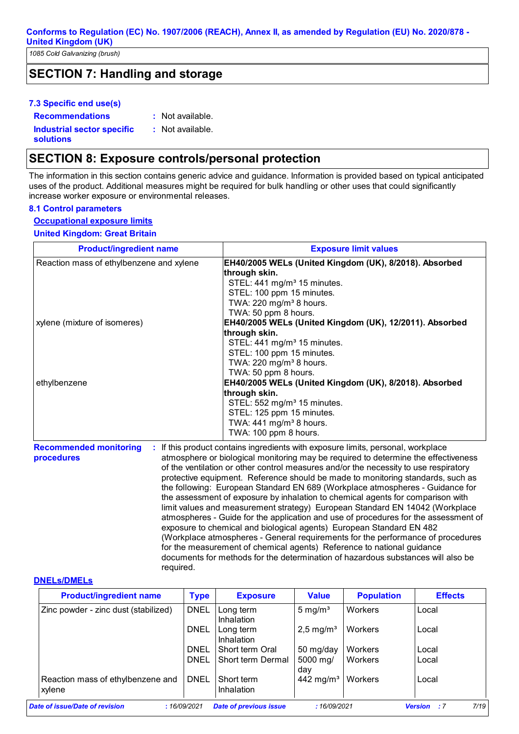**Conforms to Regulation (EC) No. 1907/2006 (REACH), Annex II, as amended by Regulation (EU) No. 2020/878 - United Kingdom (UK)**

*1085 Cold Galvanizing (brush)*

## SECTION 7: Handling and storage

### 7.3 Specific end use(s)

**Recommendations** : Not available.

**Industrial sector specific solutions** : Not available.

## SECTION 8: Exposure controls/personal protection

The information in this section contains generic advice and guidance. Information is provided based on typical anticipated uses of the product. Additional measures might be required for bulk handling or other uses that could significantly increase worker exposure or environmental releases.

### 8.1 Control parameters

**Occupational exposure limits**

**United Kingdom: Great Britain**

| Product/ingredient name | Exposure limit values |
|---|---|
| Reaction mass of ethylbenzene and xylene | **EH40/2005 WELs (United Kingdom (UK), 8/2018). Absorbed through skin.**<br>STEL: 441 mg/m³ 15 minutes.<br>STEL: 100 ppm 15 minutes.<br>TWA: 220 mg/m³ 8 hours.<br>TWA: 50 ppm 8 hours. |
| xylene (mixture of isomeres) | **EH40/2005 WELs (United Kingdom (UK), 12/2011). Absorbed through skin.**<br>STEL: 441 mg/m³ 15 minutes.<br>STEL: 100 ppm 15 minutes.<br>TWA: 220 mg/m³ 8 hours.<br>TWA: 50 ppm 8 hours. |
| ethylbenzene | **EH40/2005 WELs (United Kingdom (UK), 8/2018). Absorbed through skin.**<br>STEL: 552 mg/m³ 15 minutes.<br>STEL: 125 ppm 15 minutes.<br>TWA: 441 mg/m³ 8 hours.<br>TWA: 100 ppm 8 hours. |

**Recommended monitoring procedures** : If this product contains ingredients with exposure limits, personal, workplace atmosphere or biological monitoring may be required to determine the effectiveness of the ventilation or other control measures and/or the necessity to use respiratory protective equipment. Reference should be made to monitoring standards, such as the following: European Standard EN 689 (Workplace atmospheres - Guidance for the assessment of exposure by inhalation to chemical agents for comparison with limit values and measurement strategy) European Standard EN 14042 (Workplace atmospheres - Guide for the application and use of procedures for the assessment of exposure to chemical and biological agents) European Standard EN 482 (Workplace atmospheres - General requirements for the performance of procedures for the measurement of chemical agents) Reference to national guidance documents for methods for the determination of hazardous substances will also be required.

**DNELs/DMELs**

| Product/ingredient name | Type | Exposure | Value | Population | Effects |
|---|---|---|---|---|---|
| Zinc powder - zinc dust (stabilized) | DNEL | Long term Inhalation | 5 mg/m³ | Workers | Local |
| | DNEL | Long term Inhalation | 2,5 mg/m³ | Workers | Local |
| | DNEL | Short term Oral | 50 mg/day | Workers | Local |
| | DNEL | Short term Dermal | 5000 mg/day | Workers | Local |
| Reaction mass of ethylbenzene and xylene | DNEL | Short term Inhalation | 442 mg/m³ | Workers | Local |

*Date of issue/Date of revision* : 16/09/2021 *Date of previous issue* : 16/09/2021 *Version* : 7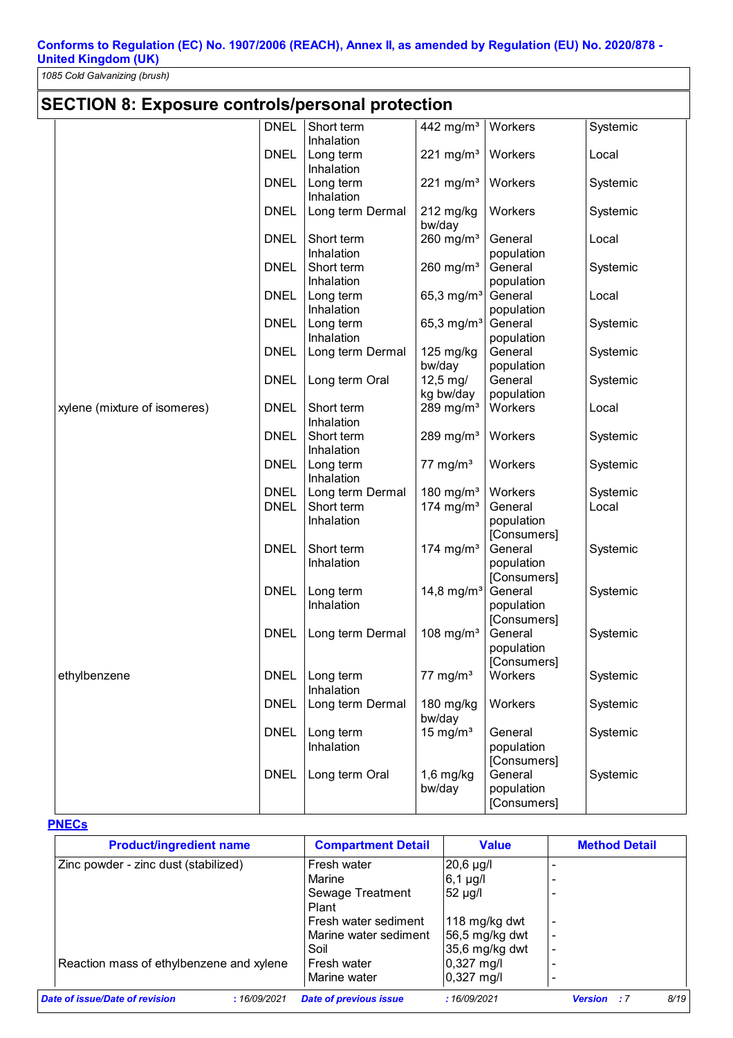## SECTION 8: Exposure controls/personal protection

| | | | | | |
|---|---|---|---|---|---|
| | DNEL | Short term Inhalation | 442 mg/m³ | Workers | Systemic |
| | DNEL | Long term Inhalation | 221 mg/m³ | Workers | Local |
| | DNEL | Long term Inhalation | 221 mg/m³ | Workers | Systemic |
| | DNEL | Long term Dermal | 212 mg/kg bw/day | Workers | Systemic |
| | DNEL | Short term Inhalation | 260 mg/m³ | General population | Local |
| | DNEL | Short term Inhalation | 260 mg/m³ | General population | Systemic |
| | DNEL | Long term Inhalation | 65,3 mg/m³ | General population | Local |
| | DNEL | Long term Inhalation | 65,3 mg/m³ | General population | Systemic |
| | DNEL | Long term Dermal | 125 mg/kg bw/day | General population | Systemic |
| | DNEL | Long term Oral | 12,5 mg/kg bw/day | General population | Systemic |
| xylene (mixture of isomeres) | DNEL | Short term Inhalation | 289 mg/m³ | Workers | Local |
| | DNEL | Short term Inhalation | 289 mg/m³ | Workers | Systemic |
| | DNEL | Long term Inhalation | 77 mg/m³ | Workers | Systemic |
| | DNEL | Long term Dermal | 180 mg/m³ | Workers | Systemic |
| | DNEL | Short term Inhalation | 174 mg/m³ | General population [Consumers] | Local |
| | DNEL | Short term Inhalation | 174 mg/m³ | General population [Consumers] | Systemic |
| | DNEL | Long term Inhalation | 14,8 mg/m³ | General population [Consumers] | Systemic |
| | DNEL | Long term Dermal | 108 mg/m³ | General population [Consumers] | Systemic |
| ethylbenzene | DNEL | Long term Inhalation | 77 mg/m³ | Workers | Systemic |
| | DNEL | Long term Dermal | 180 mg/kg bw/day | Workers | Systemic |
| | DNEL | Long term Inhalation | 15 mg/m³ | General population [Consumers] | Systemic |
| | DNEL | Long term Oral | 1,6 mg/kg bw/day | General population [Consumers] | Systemic |

**PNECs**

| Product/ingredient name | Compartment Detail | Value | Method Detail |
|---|---|---|---|
| Zinc powder - zinc dust (stabilized) | Fresh water | 20,6 µg/l | - |
| | Marine | 6,1 µg/l | - |
| | Sewage Treatment Plant | 52 µg/l | - |
| | Fresh water sediment | 118 mg/kg dwt | - |
| | Marine water sediment | 56,5 mg/kg dwt | - |
| | Soil | 35,6 mg/kg dwt | - |
| Reaction mass of ethylbenzene and xylene | Fresh water | 0,327 mg/l | - |
| | Marine water | 0,327 mg/l | - |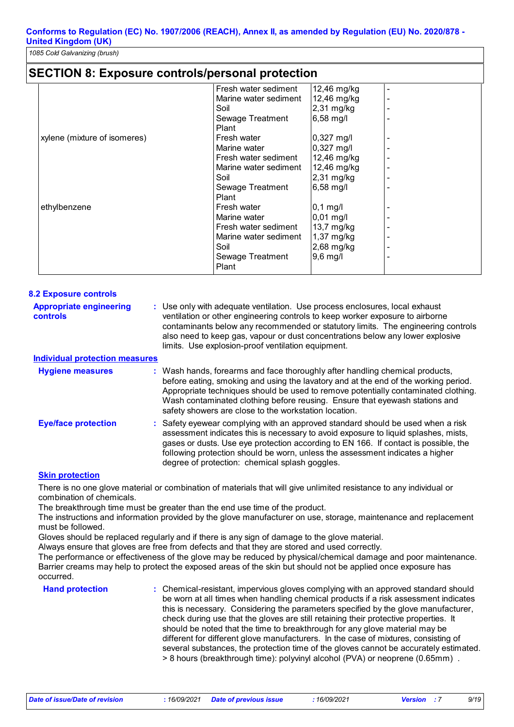## SECTION 8: Exposure controls/personal protection

| | | | |
|---|---|---|---|
| | Fresh water sediment | 12,46 mg/kg | - |
| | Marine water sediment | 12,46 mg/kg | - |
| | Soil | 2,31 mg/kg | - |
| | Sewage Treatment Plant | 6,58 mg/l | - |
| xylene (mixture of isomeres) | Fresh water | 0,327 mg/l | - |
| | Marine water | 0,327 mg/l | - |
| | Fresh water sediment | 12,46 mg/kg | - |
| | Marine water sediment | 12,46 mg/kg | - |
| | Soil | 2,31 mg/kg | - |
| | Sewage Treatment Plant | 6,58 mg/l | - |
| ethylbenzene | Fresh water | 0,1 mg/l | - |
| | Marine water | 0,01 mg/l | - |
| | Fresh water sediment | 13,7 mg/kg | - |
| | Marine water sediment | 1,37 mg/kg | - |
| | Soil | 2,68 mg/kg | - |
| | Sewage Treatment Plant | 9,6 mg/l | - |

### 8.2 Exposure controls

**Appropriate engineering controls** : Use only with adequate ventilation. Use process enclosures, local exhaust ventilation or other engineering controls to keep worker exposure to airborne contaminants below any recommended or statutory limits. The engineering controls also need to keep gas, vapour or dust concentrations below any lower explosive limits. Use explosion-proof ventilation equipment.

**Individual protection measures**

**Hygiene measures** : Wash hands, forearms and face thoroughly after handling chemical products, before eating, smoking and using the lavatory and at the end of the working period. Appropriate techniques should be used to remove potentially contaminated clothing. Wash contaminated clothing before reusing. Ensure that eyewash stations and safety showers are close to the workstation location.

**Eye/face protection** : Safety eyewear complying with an approved standard should be used when a risk assessment indicates this is necessary to avoid exposure to liquid splashes, mists, gases or dusts. Use eye protection according to EN 166. If contact is possible, the following protection should be worn, unless the assessment indicates a higher degree of protection: chemical splash goggles.

**Skin protection**

There is no one glove material or combination of materials that will give unlimited resistance to any individual or combination of chemicals.
The breakthrough time must be greater than the end use time of the product.
The instructions and information provided by the glove manufacturer on use, storage, maintenance and replacement must be followed.
Gloves should be replaced regularly and if there is any sign of damage to the glove material.
Always ensure that gloves are free from defects and that they are stored and used correctly.
The performance or effectiveness of the glove may be reduced by physical/chemical damage and poor maintenance.
Barrier creams may help to protect the exposed areas of the skin but should not be applied once exposure has occurred.

**Hand protection** : Chemical-resistant, impervious gloves complying with an approved standard should be worn at all times when handling chemical products if a risk assessment indicates this is necessary. Considering the parameters specified by the glove manufacturer, check during use that the gloves are still retaining their protective properties. It should be noted that the time to breakthrough for any glove material may be different for different glove manufacturers. In the case of mixtures, consisting of several substances, the protection time of the gloves cannot be accurately estimated. > 8 hours (breakthrough time): polyvinyl alcohol (PVA) or neoprene (0.65mm) .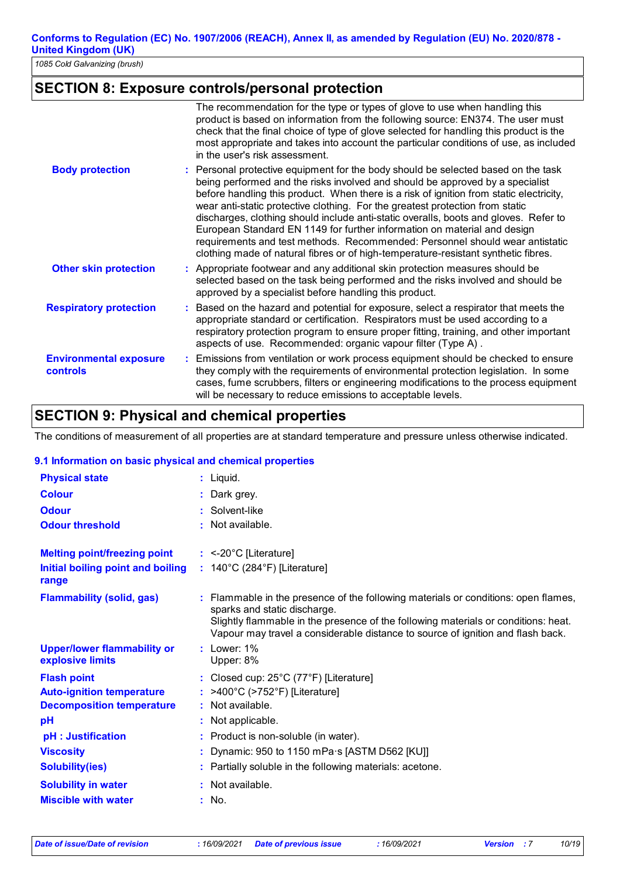# SECTION 8: Exposure controls/personal protection

The recommendation for the type or types of glove to use when handling this product is based on information from the following source: EN374. The user must check that the final choice of type of glove selected for handling this product is the most appropriate and takes into account the particular conditions of use, as included in the user's risk assessment.

**Body protection** : Personal protective equipment for the body should be selected based on the task being performed and the risks involved and should be approved by a specialist before handling this product. When there is a risk of ignition from static electricity, wear anti-static protective clothing. For the greatest protection from static discharges, clothing should include anti-static overalls, boots and gloves. Refer to European Standard EN 1149 for further information on material and design requirements and test methods. Recommended: Personnel should wear antistatic clothing made of natural fibres or of high-temperature-resistant synthetic fibres.

**Other skin protection** : Appropriate footwear and any additional skin protection measures should be selected based on the task being performed and the risks involved and should be approved by a specialist before handling this product.

**Respiratory protection** : Based on the hazard and potential for exposure, select a respirator that meets the appropriate standard or certification. Respirators must be used according to a respiratory protection program to ensure proper fitting, training, and other important aspects of use. Recommended: organic vapour filter (Type A) .

**Environmental exposure controls** : Emissions from ventilation or work process equipment should be checked to ensure they comply with the requirements of environmental protection legislation. In some cases, fume scrubbers, filters or engineering modifications to the process equipment will be necessary to reduce emissions to acceptable levels.

# SECTION 9: Physical and chemical properties

The conditions of measurement of all properties are at standard temperature and pressure unless otherwise indicated.

## 9.1 Information on basic physical and chemical properties

**Physical state** : Liquid.

**Colour** : Dark grey.

**Odour** : Solvent-like

**Odour threshold** : Not available.

**Melting point/freezing point** : <-20°C [Literature]

**Initial boiling point and boiling range** : 140°C (284°F) [Literature]

**Flammability (solid, gas)** : Flammable in the presence of the following materials or conditions: open flames, sparks and static discharge.
Slightly flammable in the presence of the following materials or conditions: heat.
Vapour may travel a considerable distance to source of ignition and flash back.

**Upper/lower flammability or explosive limits** : Lower: 1%
Upper: 8%

**Flash point** : Closed cup: 25°C (77°F) [Literature]

**Auto-ignition temperature** : >400°C (>752°F) [Literature]

**Decomposition temperature** : Not available.

**pH** : Not applicable.

**pH : Justification** : Product is non-soluble (in water).

**Viscosity** : Dynamic: 950 to 1150 mPa·s [ASTM D562 [KU]]

**Solubility(ies)** : Partially soluble in the following materials: acetone.

**Solubility in water** : Not available.

**Miscible with water** : No.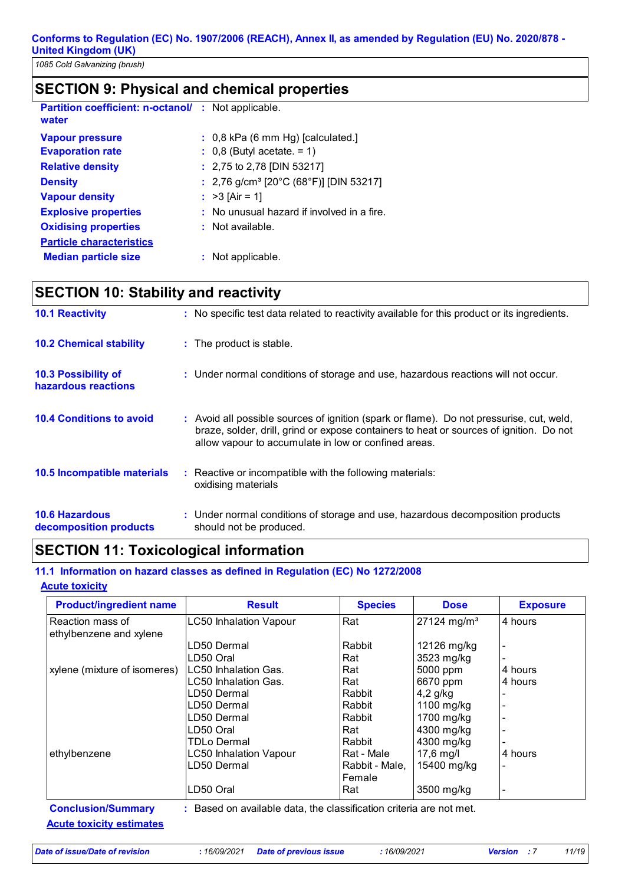## SECTION 9: Physical and chemical properties

| | | |
|---|---|---|
| **Partition coefficient: n-octanol/ water** | : | Not applicable. |
| **Vapour pressure** | : | 0,8 kPa (6 mm Hg) [calculated.] |
| **Evaporation rate** | : | 0,8 (Butyl acetate. = 1) |
| **Relative density** | : | 2,75 to 2,78 [DIN 53217] |
| **Density** | : | 2,76 g/cm³ [20°C (68°F)] [DIN 53217] |
| **Vapour density** | : | >3 [Air = 1] |
| **Explosive properties** | : | No unusual hazard if involved in a fire. |
| **Oxidising properties** | : | Not available. |

**Particle characteristics**

| | | |
|---|---|---|
| **Median particle size** | : | Not applicable. |

## SECTION 10: Stability and reactivity

**10.1 Reactivity** : No specific test data related to reactivity available for this product or its ingredients.

**10.2 Chemical stability** : The product is stable.

**10.3 Possibility of hazardous reactions** : Under normal conditions of storage and use, hazardous reactions will not occur.

**10.4 Conditions to avoid** : Avoid all possible sources of ignition (spark or flame). Do not pressurise, cut, weld, braze, solder, drill, grind or expose containers to heat or sources of ignition. Do not allow vapour to accumulate in low or confined areas.

**10.5 Incompatible materials** : Reactive or incompatible with the following materials: oxidising materials

**10.6 Hazardous decomposition products** : Under normal conditions of storage and use, hazardous decomposition products should not be produced.

## SECTION 11: Toxicological information

### 11.1 Information on hazard classes as defined in Regulation (EC) No 1272/2008

**Acute toxicity**

| Product/ingredient name | Result | Species | Dose | Exposure |
|---|---|---|---|---|
| Reaction mass of ethylbenzene and xylene | LC50 Inhalation Vapour | Rat | 27124 mg/m³ | 4 hours |
| | LD50 Dermal | Rabbit | 12126 mg/kg | - |
| | LD50 Oral | Rat | 3523 mg/kg | - |
| xylene (mixture of isomeres) | LC50 Inhalation Gas. | Rat | 5000 ppm | 4 hours |
| | LC50 Inhalation Gas. | Rat | 6670 ppm | 4 hours |
| | LD50 Dermal | Rabbit | 4,2 g/kg | - |
| | LD50 Dermal | Rabbit | 1100 mg/kg | - |
| | LD50 Dermal | Rabbit | 1700 mg/kg | - |
| | LD50 Oral | Rat | 4300 mg/kg | - |
| | TDLo Dermal | Rabbit | 4300 mg/kg | - |
| ethylbenzene | LC50 Inhalation Vapour | Rat - Male | 17,6 mg/l | 4 hours |
| | LD50 Dermal | Rabbit - Male, Female | 15400 mg/kg | - |
| | LD50 Oral | Rat | 3500 mg/kg | - |

**Conclusion/Summary** : Based on available data, the classification criteria are not met.

**Acute toxicity estimates**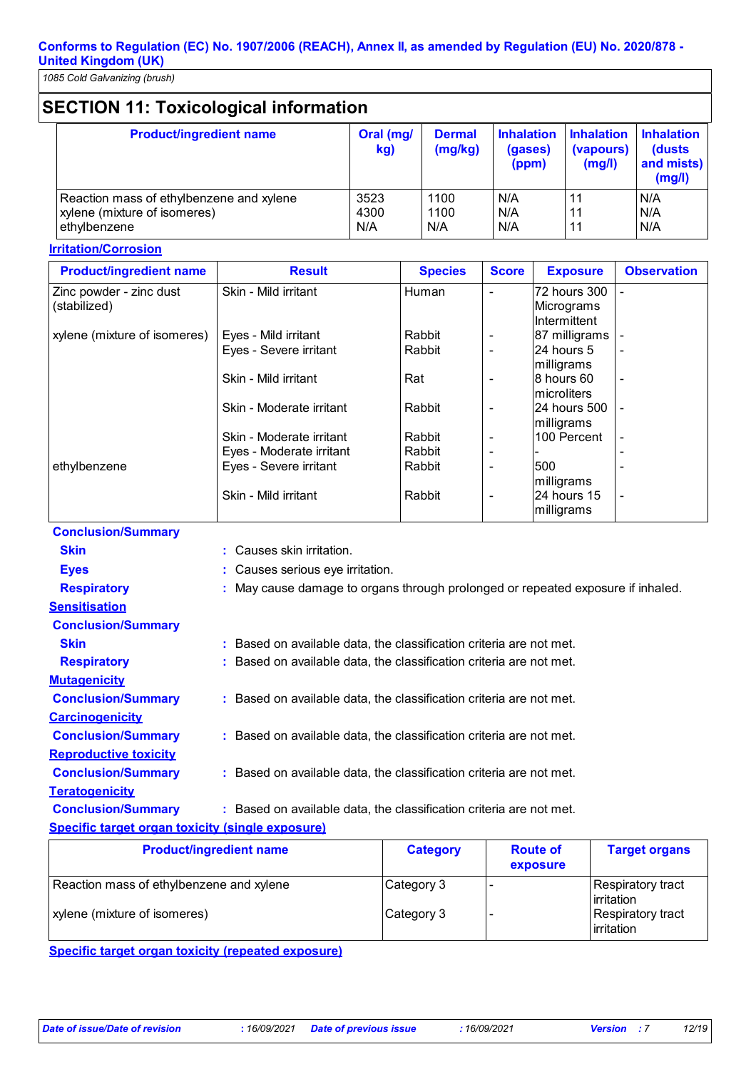## SECTION 11: Toxicological information

| Product/ingredient name | Oral (mg/kg) | Dermal (mg/kg) | Inhalation (gases) (ppm) | Inhalation (vapours) (mg/l) | Inhalation (dusts and mists) (mg/l) |
|---|---|---|---|---|---|
| Reaction mass of ethylbenzene and xylene | 3523 | 1100 | N/A | 11 | N/A |
| xylene (mixture of isomeres) | 4300 | 1100 | N/A | 11 | N/A |
| ethylbenzene | N/A | N/A | N/A | 11 | N/A |

**Irritation/Corrosion**

| Product/ingredient name | Result | Species | Score | Exposure | Observation |
|---|---|---|---|---|---|
| Zinc powder - zinc dust (stabilized) | Skin - Mild irritant | Human | - | 72 hours 300 Micrograms Intermittent | - |
| xylene (mixture of isomeres) | Eyes - Mild irritant | Rabbit | - | 87 milligrams | - |
| | Eyes - Severe irritant | Rabbit | - | 24 hours 5 milligrams | - |
| | Skin - Mild irritant | Rat | - | 8 hours 60 microliters | - |
| | Skin - Moderate irritant | Rabbit | - | 24 hours 500 milligrams | - |
| | Skin - Moderate irritant | Rabbit | - | 100 Percent | - |
| | Eyes - Moderate irritant | Rabbit | - | - | - |
| ethylbenzene | Eyes - Severe irritant | Rabbit | - | 500 milligrams | - |
| | Skin - Mild irritant | Rabbit | - | 24 hours 15 milligrams | - |

**Conclusion/Summary**

- **Skin** : Causes skin irritation.
- **Eyes** : Causes serious eye irritation.
- **Respiratory** : May cause damage to organs through prolonged or repeated exposure if inhaled.

**Sensitisation**

**Conclusion/Summary**

- **Skin** : Based on available data, the classification criteria are not met.
- **Respiratory** : Based on available data, the classification criteria are not met.

**Mutagenicity**

**Conclusion/Summary** : Based on available data, the classification criteria are not met.

**Carcinogenicity**

**Conclusion/Summary** : Based on available data, the classification criteria are not met.

**Reproductive toxicity**

**Conclusion/Summary** : Based on available data, the classification criteria are not met.

**Teratogenicity**

**Conclusion/Summary** : Based on available data, the classification criteria are not met.

**Specific target organ toxicity (single exposure)**

| Product/ingredient name | Category | Route of exposure | Target organs |
|---|---|---|---|
| Reaction mass of ethylbenzene and xylene | Category 3 | - | Respiratory tract irritation |
| xylene (mixture of isomeres) | Category 3 | - | Respiratory tract irritation |

**Specific target organ toxicity (repeated exposure)**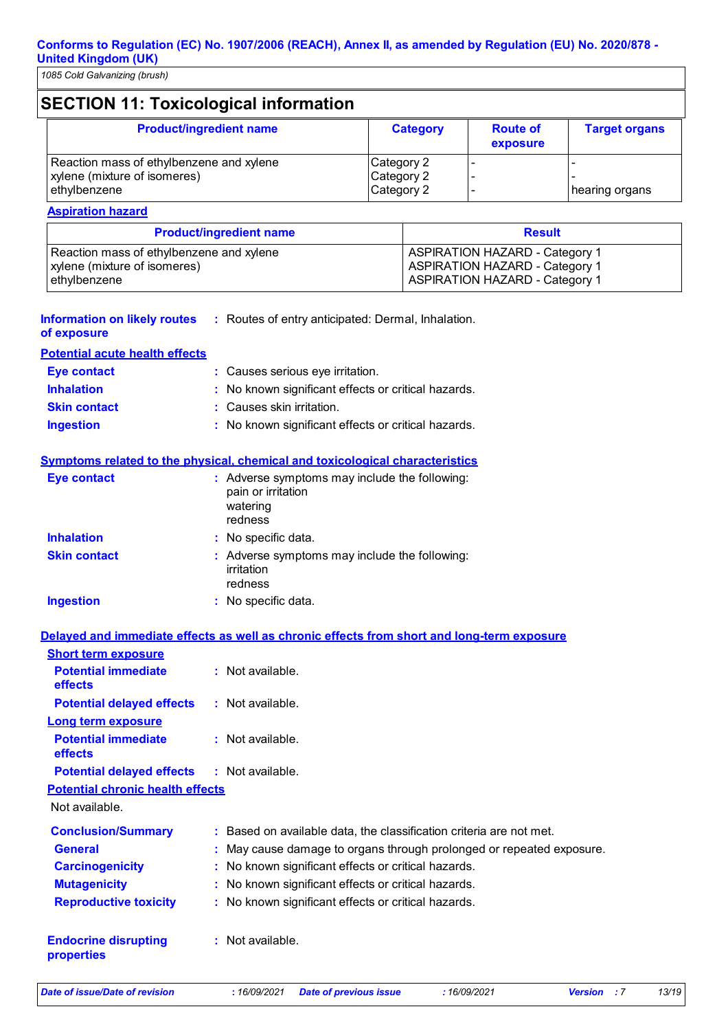## SECTION 11: Toxicological information

| Product/ingredient name | Category | Route of exposure | Target organs |
|---|---|---|---|
| Reaction mass of ethylbenzene and xylene | Category 2 | - | - |
| xylene (mixture of isomeres) | Category 2 | - | - |
| ethylbenzene | Category 2 | - | hearing organs |

**Aspiration hazard**

| Product/ingredient name | Result |
|---|---|
| Reaction mass of ethylbenzene and xylene | ASPIRATION HAZARD - Category 1 |
| xylene (mixture of isomeres) | ASPIRATION HAZARD - Category 1 |
| ethylbenzene | ASPIRATION HAZARD - Category 1 |

**Information on likely routes of exposure** : Routes of entry anticipated: Dermal, Inhalation.

**Potential acute health effects**

**Eye contact** : Causes serious eye irritation.

**Inhalation** : No known significant effects or critical hazards.

**Skin contact** : Causes skin irritation.

**Ingestion** : No known significant effects or critical hazards.

**Symptoms related to the physical, chemical and toxicological characteristics**

**Eye contact** : Adverse symptoms may include the following:
pain or irritation
watering
redness

**Inhalation** : No specific data.

**Skin contact** : Adverse symptoms may include the following:
irritation
redness

**Ingestion** : No specific data.

**Delayed and immediate effects as well as chronic effects from short and long-term exposure**

**Short term exposure**

**Potential immediate effects** : Not available.

**Potential delayed effects** : Not available.

**Long term exposure**

**Potential immediate effects** : Not available.

**Potential delayed effects** : Not available.

**Potential chronic health effects**

Not available.

**Conclusion/Summary** : Based on available data, the classification criteria are not met.

**General** : May cause damage to organs through prolonged or repeated exposure.

**Carcinogenicity** : No known significant effects or critical hazards.

**Mutagenicity** : No known significant effects or critical hazards.

**Reproductive toxicity** : No known significant effects or critical hazards.

**Endocrine disrupting properties** : Not available.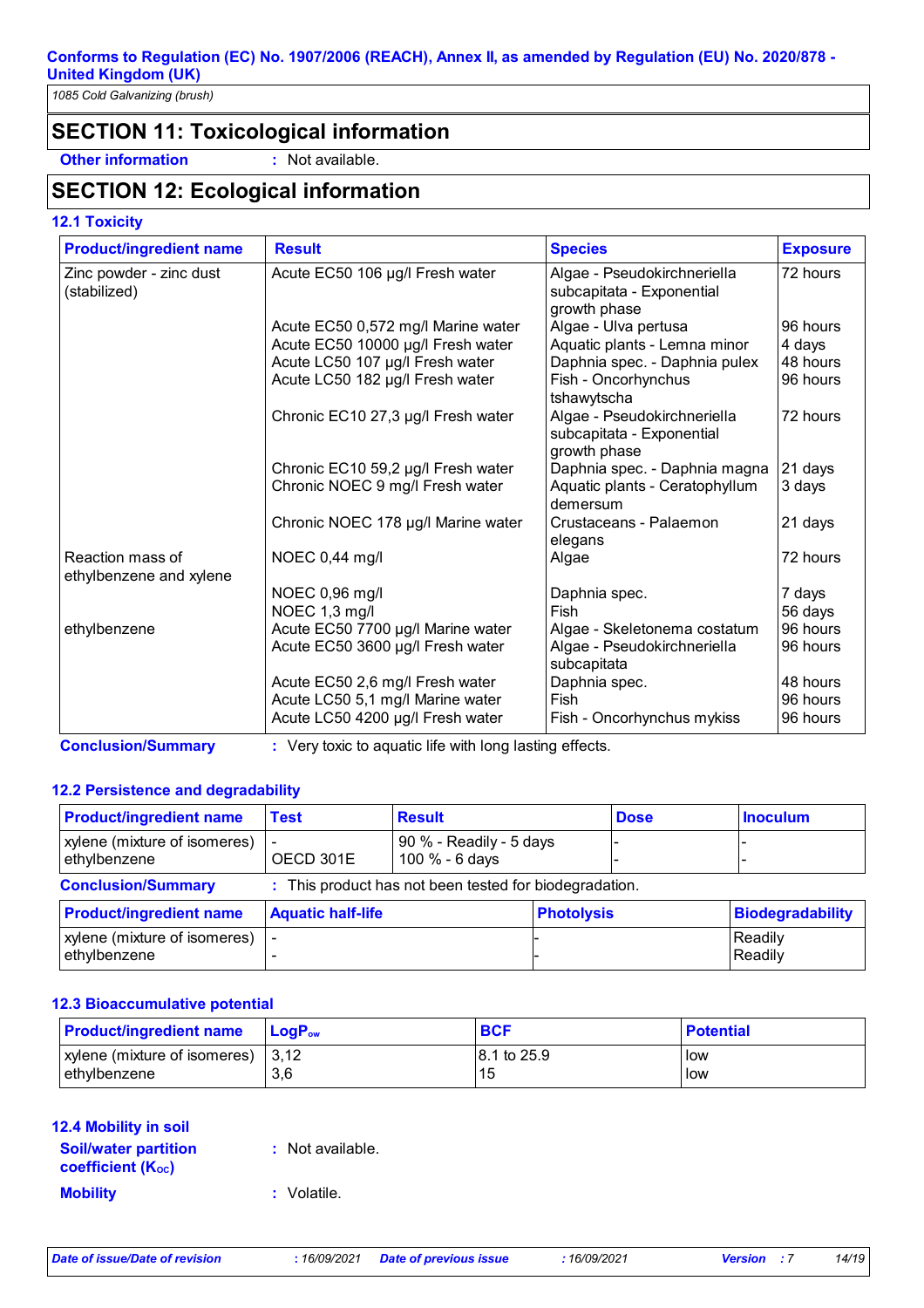Conforms to Regulation (EC) No. 1907/2006 (REACH), Annex II, as amended by Regulation (EU) No. 2020/878 - United Kingdom (UK)

*1085 Cold Galvanizing (brush)*

## SECTION 11: Toxicological information

**Other information** : Not available.

## SECTION 12: Ecological information

### 12.1 Toxicity

| Product/ingredient name | Result | Species | Exposure |
|---|---|---|---|
| Zinc powder - zinc dust (stabilized) | Acute EC50 106 µg/l Fresh water | Algae - Pseudokirchneriella subcapitata - Exponential growth phase | 72 hours |
| | Acute EC50 0,572 mg/l Marine water | Algae - Ulva pertusa | 96 hours |
| | Acute EC50 10000 µg/l Fresh water | Aquatic plants - Lemna minor | 4 days |
| | Acute LC50 107 µg/l Fresh water | Daphnia spec. - Daphnia pulex | 48 hours |
| | Acute LC50 182 µg/l Fresh water | Fish - Oncorhynchus tshawytscha | 96 hours |
| | Chronic EC10 27,3 µg/l Fresh water | Algae - Pseudokirchneriella subcapitata - Exponential growth phase | 72 hours |
| | Chronic EC10 59,2 µg/l Fresh water | Daphnia spec. - Daphnia magna | 21 days |
| | Chronic NOEC 9 mg/l Fresh water | Aquatic plants - Ceratophyllum demersum | 3 days |
| | Chronic NOEC 178 µg/l Marine water | Crustaceans - Palaemon elegans | 21 days |
| Reaction mass of ethylbenzene and xylene | NOEC 0,44 mg/l | Algae | 72 hours |
| | NOEC 0,96 mg/l | Daphnia spec. | 7 days |
| | NOEC 1,3 mg/l | Fish | 56 days |
| ethylbenzene | Acute EC50 7700 µg/l Marine water | Algae - Skeletonema costatum | 96 hours |
| | Acute EC50 3600 µg/l Fresh water | Algae - Pseudokirchneriella subcapitata | 96 hours |
| | Acute EC50 2,6 mg/l Fresh water | Daphnia spec. | 48 hours |
| | Acute LC50 5,1 mg/l Marine water | Fish | 96 hours |
| | Acute LC50 4200 µg/l Fresh water | Fish - Oncorhynchus mykiss | 96 hours |

**Conclusion/Summary** : Very toxic to aquatic life with long lasting effects.

### 12.2 Persistence and degradability

| Product/ingredient name | Test | Result | Dose | Inoculum |
|---|---|---|---|---|
| xylene (mixture of isomers) | - | 90 % - Readily - 5 days | - | - |
| ethylbenzene | OECD 301E | 100 % - 6 days | - | - |

**Conclusion/Summary** : This product has not been tested for biodegradation.

| Product/ingredient name | Aquatic half-life | Photolysis | Biodegradability |
|---|---|---|---|
| xylene (mixture of isomers) | - | - | Readily |
| ethylbenzene | - | - | Readily |

### 12.3 Bioaccumulative potential

| Product/ingredient name | $LogP_{ow}$ | BCF | Potential |
|---|---|---|---|
| xylene (mixture of isomers) | 3,12 | 8.1 to 25.9 | low |
| ethylbenzene | 3,6 | 15 | low |

### 12.4 Mobility in soil

**Soil/water partition coefficient ($K_{OC}$)** : Not available.

**Mobility** : Volatile.

*Date of issue/Date of revision* : 16/09/2021 *Date of previous issue* : 16/09/2021 *Version* : 7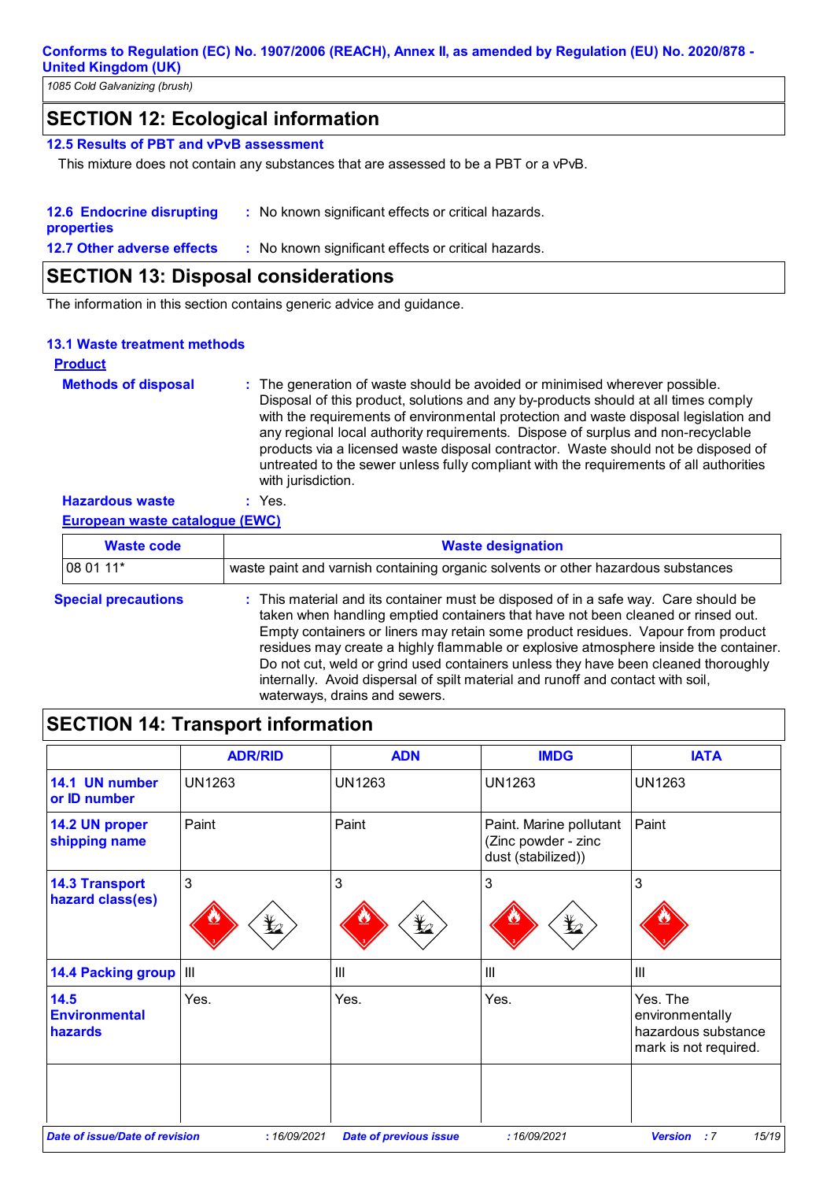**Conforms to Regulation (EC) No. 1907/2006 (REACH), Annex II, as amended by Regulation (EU) No. 2020/878 - United Kingdom (UK)**

*1085 Cold Galvanizing (brush)*

## SECTION 12: Ecological information

### 12.5 Results of PBT and vPvB assessment

This mixture does not contain any substances that are assessed to be a PBT or a vPvB.

**12.6 Endocrine disrupting properties** : No known significant effects or critical hazards.

**12.7 Other adverse effects** : No known significant effects or critical hazards.

## SECTION 13: Disposal considerations

The information in this section contains generic advice and guidance.

### 13.1 Waste treatment methods

**Product**

**Methods of disposal** : The generation of waste should be avoided or minimised wherever possible. Disposal of this product, solutions and any by-products should at all times comply with the requirements of environmental protection and waste disposal legislation and any regional local authority requirements. Dispose of surplus and non-recyclable products via a licensed waste disposal contractor. Waste should not be disposed of untreated to the sewer unless fully compliant with the requirements of all authorities with jurisdiction.

**Hazardous waste** : Yes.

**European waste catalogue (EWC)**

| Waste code | Waste designation |
|---|---|
| 08 01 11* | waste paint and varnish containing organic solvents or other hazardous substances |

**Special precautions** : This material and its container must be disposed of in a safe way. Care should be taken when handling emptied containers that have not been cleaned or rinsed out. Empty containers or liners may retain some product residues. Vapour from product residues may create a highly flammable or explosive atmosphere inside the container. Do not cut, weld or grind used containers unless they have been cleaned thoroughly internally. Avoid dispersal of spilt material and runoff and contact with soil, waterways, drains and sewers.

## SECTION 14: Transport information

| | ADR/RID | ADN | IMDG | IATA |
|---|---|---|---|---|
| **14.1 UN number or ID number** | UN1263 | UN1263 | UN1263 | UN1263 |
| **14.2 UN proper shipping name** | Paint | Paint | Paint. Marine pollutant (Zinc powder - zinc dust (stabilized)) | Paint |
| **14.3 Transport hazard class(es)** | 3 | 3 | 3 | 3 |
| **14.4 Packing group** | III | III | III | III |
| **14.5 Environmental hazards** | Yes. | Yes. | Yes. | Yes. The environmentally hazardous substance mark is not required. |

| Date of issue/Date of revision | : 16/09/2021 | Date of previous issue | : 16/09/2021 | Version | : 7 |
|---|---|---|---|---|---|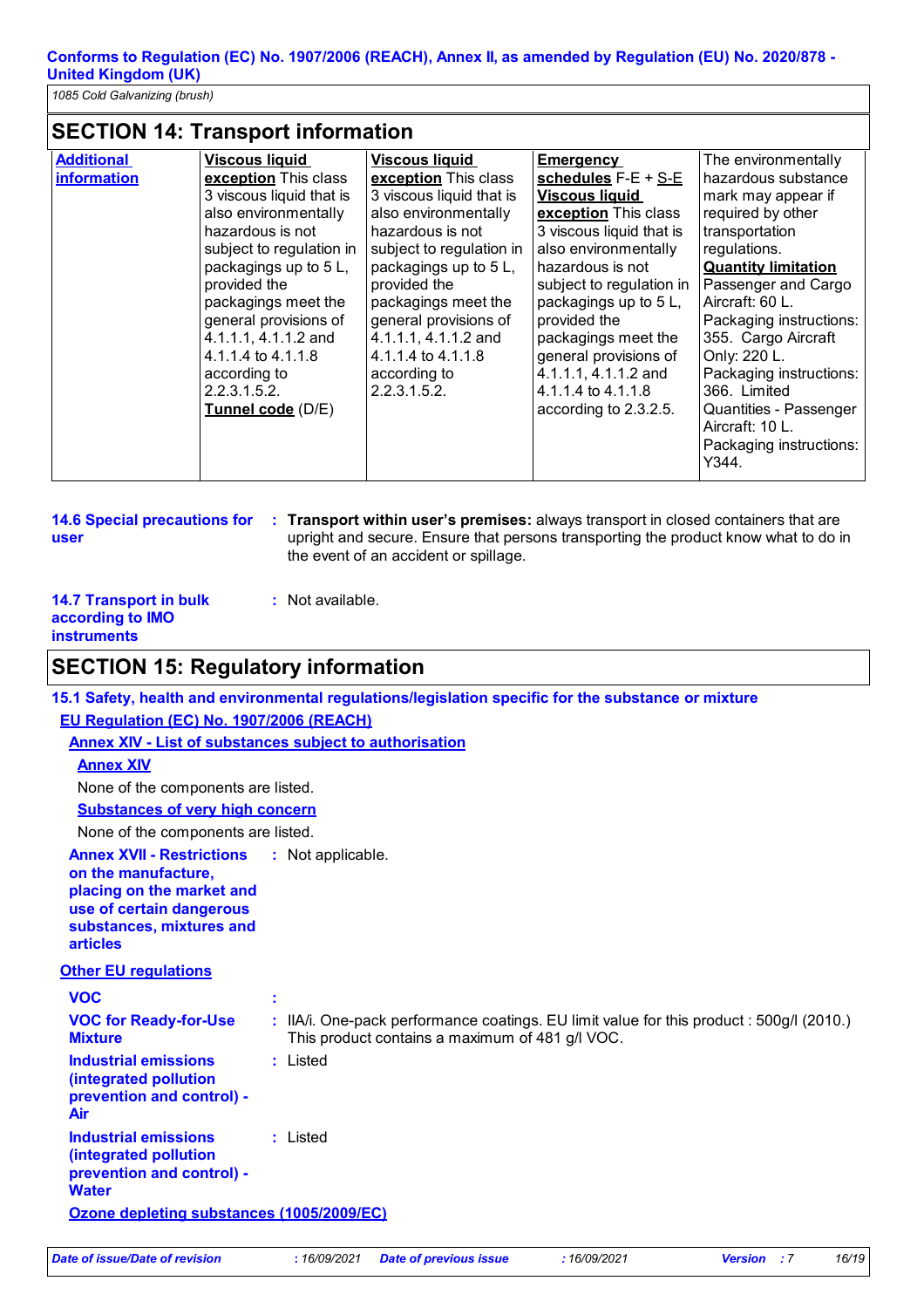**Conforms to Regulation (EC) No. 1907/2006 (REACH), Annex II, as amended by Regulation (EU) No. 2020/878 - United Kingdom (UK)**

*1085 Cold Galvanizing (brush)*

## SECTION 14: Transport information

| Additional information | **Viscous liquid exception** This class 3 viscous liquid that is also environmentally hazardous is not subject to regulation in packagings up to 5 L, provided the packagings meet the general provisions of 4.1.1.1, 4.1.1.2 and 4.1.1.4 to 4.1.1.8 according to 2.2.3.1.5.2. **Tunnel code** (D/E) | **Viscous liquid exception** This class 3 viscous liquid that is also environmentally hazardous is not subject to regulation in packagings up to 5 L, provided the packagings meet the general provisions of 4.1.1.1, 4.1.1.2 and 4.1.1.4 to 4.1.1.8 according to 2.2.3.1.5.2. | **Emergency schedules** F-E + S-E **Viscous liquid exception** This class 3 viscous liquid that is also environmentally hazardous is not subject to regulation in packagings up to 5 L, provided the packagings meet the general provisions of 4.1.1.1, 4.1.1.2 and 4.1.1.4 to 4.1.1.8 according to 2.3.2.5. | The environmentally hazardous substance mark may appear if required by other transportation regulations. **Quantity limitation** Passenger and Cargo Aircraft: 60 L. Packaging instructions: 355. Cargo Aircraft Only: 220 L. Packaging instructions: 366. Limited Quantities - Passenger Aircraft: 10 L. Packaging instructions: Y344. |
|---|---|---|---|---|

**14.6 Special precautions for user** : **Transport within user's premises:** always transport in closed containers that are upright and secure. Ensure that persons transporting the product know what to do in the event of an accident or spillage.

**14.7 Transport in bulk according to IMO instruments** : Not available.

## SECTION 15: Regulatory information

**15.1 Safety, health and environmental regulations/legislation specific for the substance or mixture**

**EU Regulation (EC) No. 1907/2006 (REACH)**

**Annex XIV - List of substances subject to authorisation**

**Annex XIV**

None of the components are listed.

**Substances of very high concern**

None of the components are listed.

**Annex XVII - Restrictions on the manufacture, placing on the market and use of certain dangerous substances, mixtures and articles** : Not applicable.

**Other EU regulations**

**VOC** :

**VOC for Ready-for-Use Mixture** : IIA/i. One-pack performance coatings. EU limit value for this product : 500g/l (2010.) This product contains a maximum of 481 g/l VOC.

**Industrial emissions (integrated pollution prevention and control) - Air** : Listed

**Industrial emissions (integrated pollution prevention and control) - Water** : Listed

**Ozone depleting substances (1005/2009/EC)**

*Date of issue/Date of revision* : 16/09/2021 *Date of previous issue* : 16/09/2021 *Version* : 7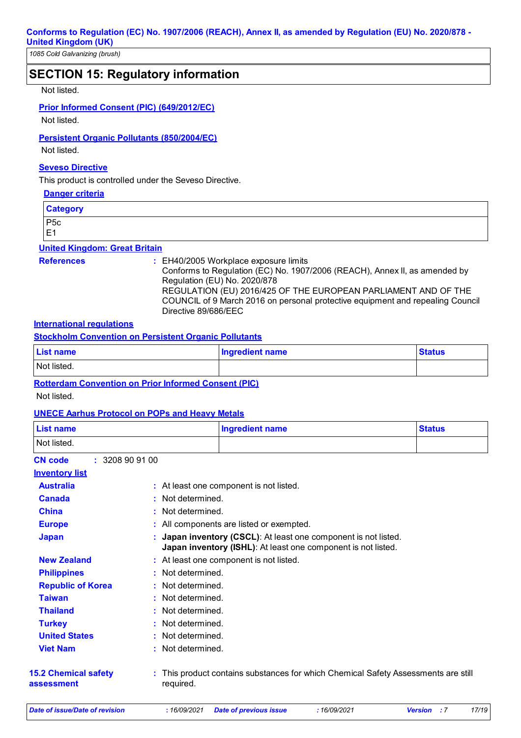## SECTION 15: Regulatory information

Not listed.

**Prior Informed Consent (PIC) (649/2012/EC)**

Not listed.

**Persistent Organic Pollutants (850/2004/EC)**

Not listed.

**Seveso Directive**

This product is controlled under the Seveso Directive.

**Danger criteria**

| Category |
|---|
| P5c<br>E1 |

**United Kingdom: Great Britain**

**References** : EH40/2005 Workplace exposure limits
Conforms to Regulation (EC) No. 1907/2006 (REACH), Annex II, as amended by Regulation (EU) No. 2020/878
REGULATION (EU) 2016/425 OF THE EUROPEAN PARLIAMENT AND OF THE COUNCIL of 9 March 2016 on personal protective equipment and repealing Council Directive 89/686/EEC

**International regulations**

**Stockholm Convention on Persistent Organic Pollutants**

| List name | Ingredient name | Status |
|---|---|---|
| Not listed. | | |

**Rotterdam Convention on Prior Informed Consent (PIC)**

Not listed.

**UNECE Aarhus Protocol on POPs and Heavy Metals**

| List name | Ingredient name | Status |
|---|---|---|
| Not listed. | | |

**CN code** : 3208 90 91 00

**Inventory list**

**Australia** : At least one component is not listed.
**Canada** : Not determined.
**China** : Not determined.
**Europe** : All components are listed or exempted.
**Japan** : **Japan inventory (CSCL)**: At least one component is not listed.
**Japan inventory (ISHL)**: At least one component is not listed.
**New Zealand** : At least one component is not listed.
**Philippines** : Not determined.
**Republic of Korea** : Not determined.
**Taiwan** : Not determined.
**Thailand** : Not determined.
**Turkey** : Not determined.
**United States** : Not determined.
**Viet Nam** : Not determined.

**15.2 Chemical safety assessment** : This product contains substances for which Chemical Safety Assessments are still required.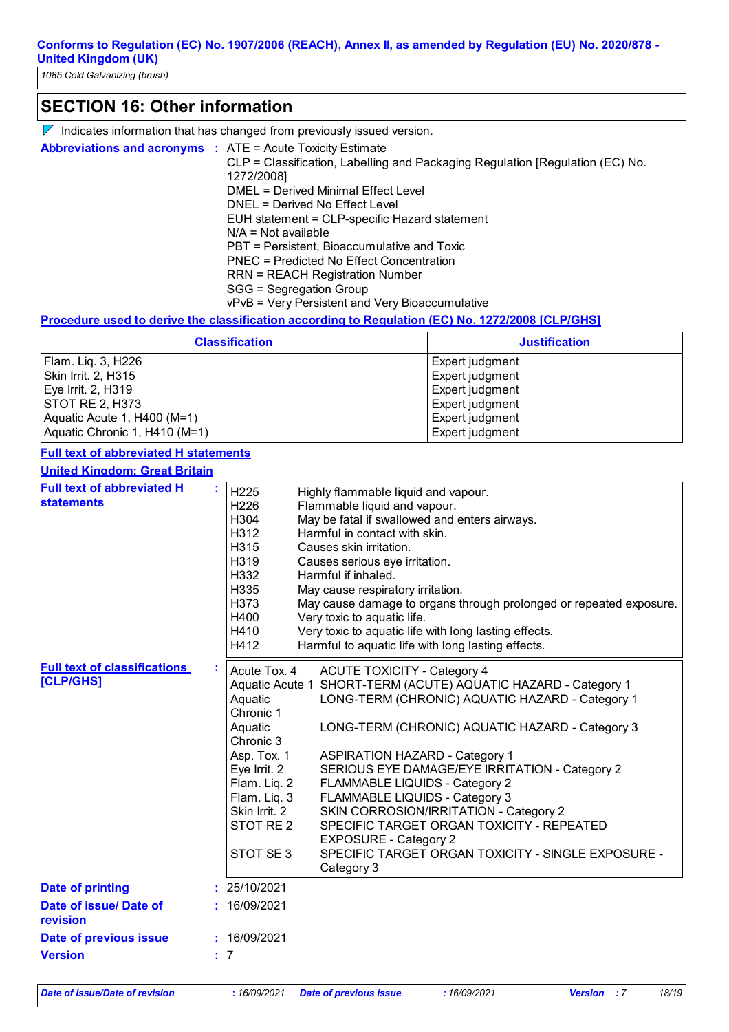Conforms to Regulation (EC) No. 1907/2006 (REACH), Annex II, as amended by Regulation (EU) No. 2020/878 - United Kingdom (UK)

1085 Cold Galvanizing (brush)

## SECTION 16: Other information

Indicates information that has changed from previously issued version.

**Abbreviations and acronyms** :
ATE = Acute Toxicity Estimate
CLP = Classification, Labelling and Packaging Regulation [Regulation (EC) No. 1272/2008]
DMEL = Derived Minimal Effect Level
DNEL = Derived No Effect Level
EUH statement = CLP-specific Hazard statement
N/A = Not available
PBT = Persistent, Bioaccumulative and Toxic
PNEC = Predicted No Effect Concentration
RRN = REACH Registration Number
SGG = Segregation Group
vPvB = Very Persistent and Very Bioaccumulative

**Procedure used to derive the classification according to Regulation (EC) No. 1272/2008 [CLP/GHS]**

| Classification | Justification |
| --- | --- |
| Flam. Liq. 3, H226 | Expert judgment |
| Skin Irrit. 2, H315 | Expert judgment |
| Eye Irrit. 2, H319 | Expert judgment |
| STOT RE 2, H373 | Expert judgment |
| Aquatic Acute 1, H400 (M=1) | Expert judgment |
| Aquatic Chronic 1, H410 (M=1) | Expert judgment |

**Full text of abbreviated H statements**

**United Kingdom: Great Britain**

**Full text of abbreviated H statements** :

| Code | Statement |
| --- | --- |
| H225 | Highly flammable liquid and vapour. |
| H226 | Flammable liquid and vapour. |
| H304 | May be fatal if swallowed and enters airways. |
| H312 | Harmful in contact with skin. |
| H315 | Causes skin irritation. |
| H319 | Causes serious eye irritation. |
| H332 | Harmful if inhaled. |
| H335 | May cause respiratory irritation. |
| H373 | May cause damage to organs through prolonged or repeated exposure. |
| H400 | Very toxic to aquatic life. |
| H410 | Very toxic to aquatic life with long lasting effects. |
| H412 | Harmful to aquatic life with long lasting effects. |

**Full text of classifications [CLP/GHS]** :

| Code | Classification |
| --- | --- |
| Acute Tox. 4 | ACUTE TOXICITY - Category 4 |
| Aquatic Acute 1 | SHORT-TERM (ACUTE) AQUATIC HAZARD - Category 1 |
| Aquatic Chronic 1 | LONG-TERM (CHRONIC) AQUATIC HAZARD - Category 1 |
| Aquatic Chronic 3 | LONG-TERM (CHRONIC) AQUATIC HAZARD - Category 3 |
| Asp. Tox. 1 | ASPIRATION HAZARD - Category 1 |
| Eye Irrit. 2 | SERIOUS EYE DAMAGE/EYE IRRITATION - Category 2 |
| Flam. Liq. 2 | FLAMMABLE LIQUIDS - Category 2 |
| Flam. Liq. 3 | FLAMMABLE LIQUIDS - Category 3 |
| Skin Irrit. 2 | SKIN CORROSION/IRRITATION - Category 2 |
| STOT RE 2 | SPECIFIC TARGET ORGAN TOXICITY - REPEATED EXPOSURE - Category 2 |
| STOT SE 3 | SPECIFIC TARGET ORGAN TOXICITY - SINGLE EXPOSURE - Category 3 |

**Date of printing** : 25/10/2021

**Date of issue/ Date of revision** : 16/09/2021

**Date of previous issue** : 16/09/2021

**Version** : 7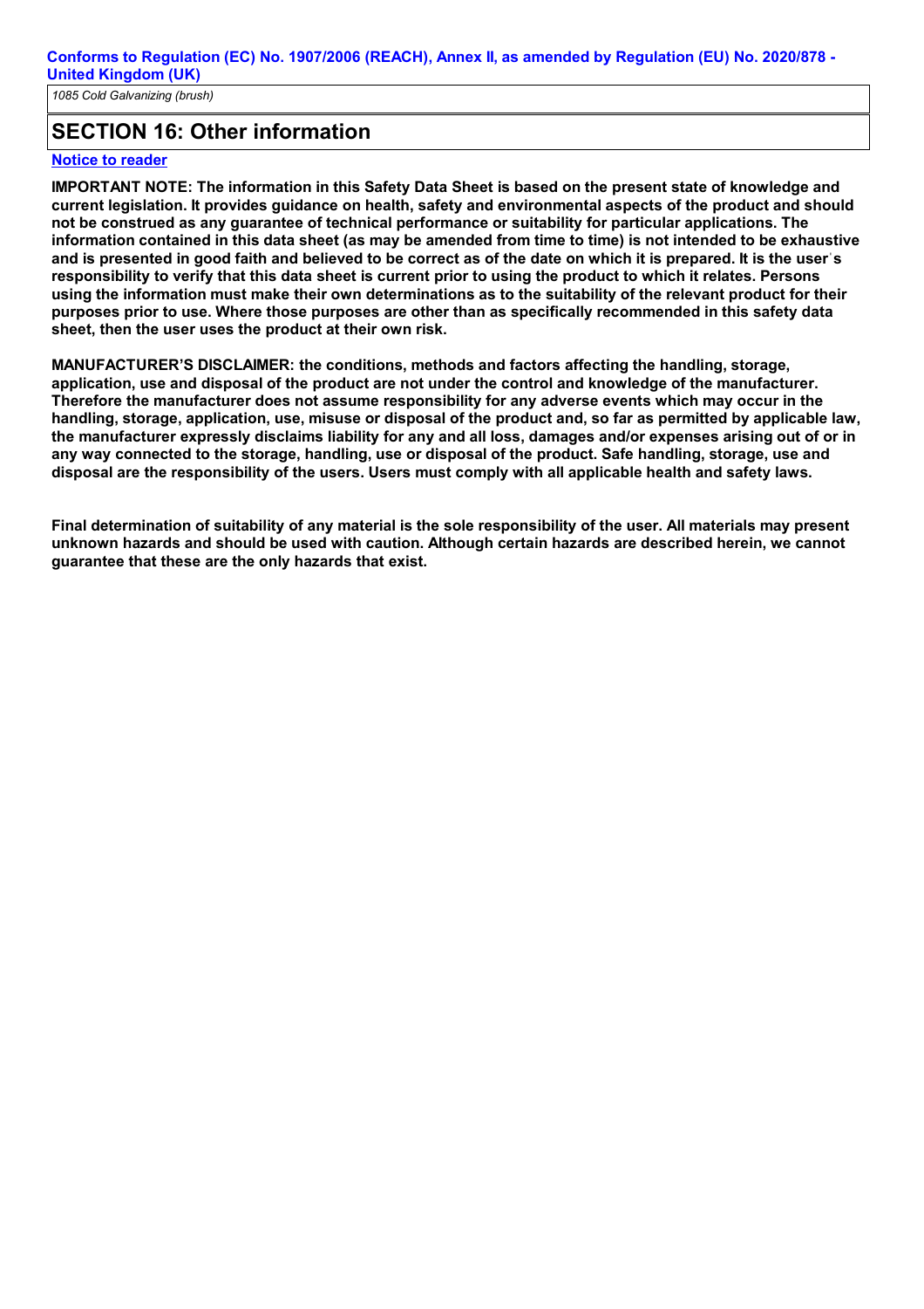## SECTION 16: Other information

**Notice to reader**

**IMPORTANT NOTE: The information in this Safety Data Sheet is based on the present state of knowledge and current legislation. It provides guidance on health, safety and environmental aspects of the product and should not be construed as any guarantee of technical performance or suitability for particular applications. The information contained in this data sheet (as may be amended from time to time) is not intended to be exhaustive and is presented in good faith and believed to be correct as of the date on which it is prepared. It is the user's responsibility to verify that this data sheet is current prior to using the product to which it relates. Persons using the information must make their own determinations as to the suitability of the relevant product for their purposes prior to use. Where those purposes are other than as specifically recommended in this safety data sheet, then the user uses the product at their own risk.**

**MANUFACTURER'S DISCLAIMER: the conditions, methods and factors affecting the handling, storage, application, use and disposal of the product are not under the control and knowledge of the manufacturer. Therefore the manufacturer does not assume responsibility for any adverse events which may occur in the handling, storage, application, use, misuse or disposal of the product and, so far as permitted by applicable law, the manufacturer expressly disclaims liability for any and all loss, damages and/or expenses arising out of or in any way connected to the storage, handling, use or disposal of the product. Safe handling, storage, use and disposal are the responsibility of the users. Users must comply with all applicable health and safety laws.**

**Final determination of suitability of any material is the sole responsibility of the user. All materials may present unknown hazards and should be used with caution. Although certain hazards are described herein, we cannot guarantee that these are the only hazards that exist.**